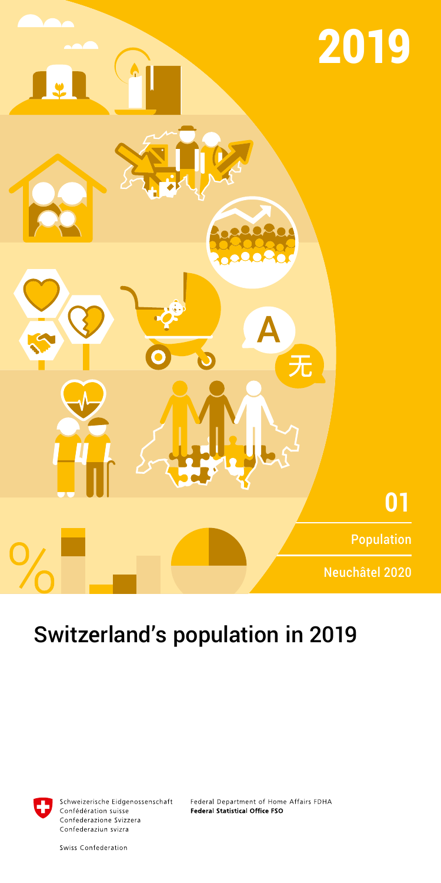2019

01

Population

Neuchâtel 2020

# Switzerland's population in 2019

Schweizerische Eidgenossenschaft
Confédération suisse
Confederazione Svizzera
Confederaziun svizra

Swiss Confederation

Federal Department of Home Affairs FDHA
**Federal Statistical Office FSO**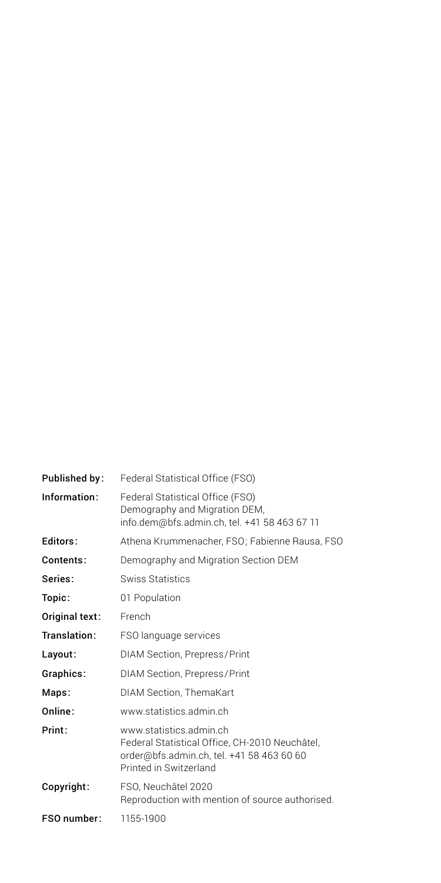| | |
|---|---|
| **Published by:** | Federal Statistical Office (FSO) |
| **Information:** | Federal Statistical Office (FSO)<br>Demography and Migration DEM,<br>info.dem@bfs.admin.ch, tel. +41 58 463 67 11 |
| **Editors:** | Athena Krummenacher, FSO; Fabienne Rausa, FSO |
| **Contents:** | Demography and Migration Section DEM |
| **Series:** | Swiss Statistics |
| **Topic:** | 01 Population |
| **Original text:** | French |
| **Translation:** | FSO language services |
| **Layout:** | DIAM Section, Prepress/Print |
| **Graphics:** | DIAM Section, Prepress/Print |
| **Maps:** | DIAM Section, ThemaKart |
| **Online:** | www.statistics.admin.ch |
| **Print:** | www.statistics.admin.ch<br>Federal Statistical Office, CH-2010 Neuchâtel,<br>order@bfs.admin.ch, tel. +41 58 463 60 60<br>Printed in Switzerland |
| **Copyright:** | FSO, Neuchâtel 2020<br>Reproduction with mention of source authorised. |
| **FSO number:** | 1155-1900 |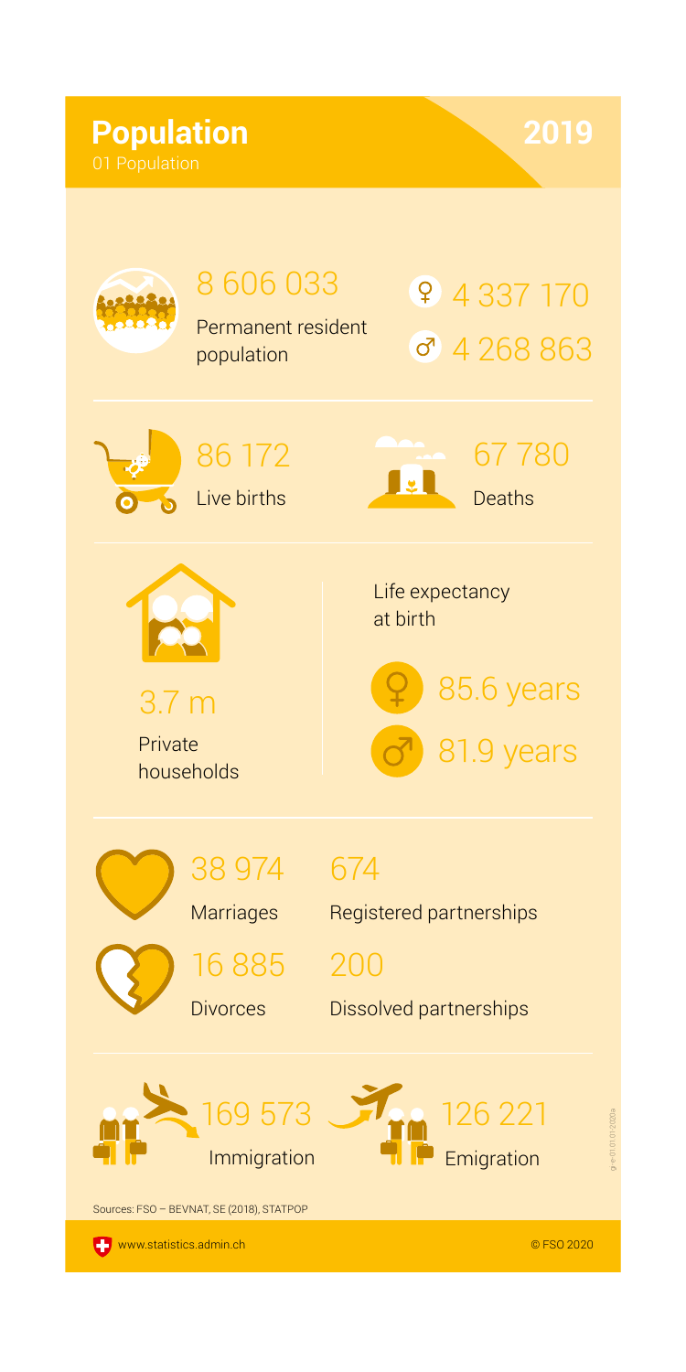# Population

01 Population

**2019**

8 606 033
Permanent resident population

♀ 4 337 170
♂ 4 268 863

86 172
Live births

67 780
Deaths

3.7 m
Private households

Life expectancy at birth

♀ 85.6 years
♂ 81.9 years

38 974
Marriages

674
Registered partnerships

16 885
Divorces

200
Dissolved partnerships

169 573
Immigration

126 221
Emigration

Sources: FSO – BEVNAT, SE (2018), STATPOP

www.statistics.admin.ch

© FSO 2020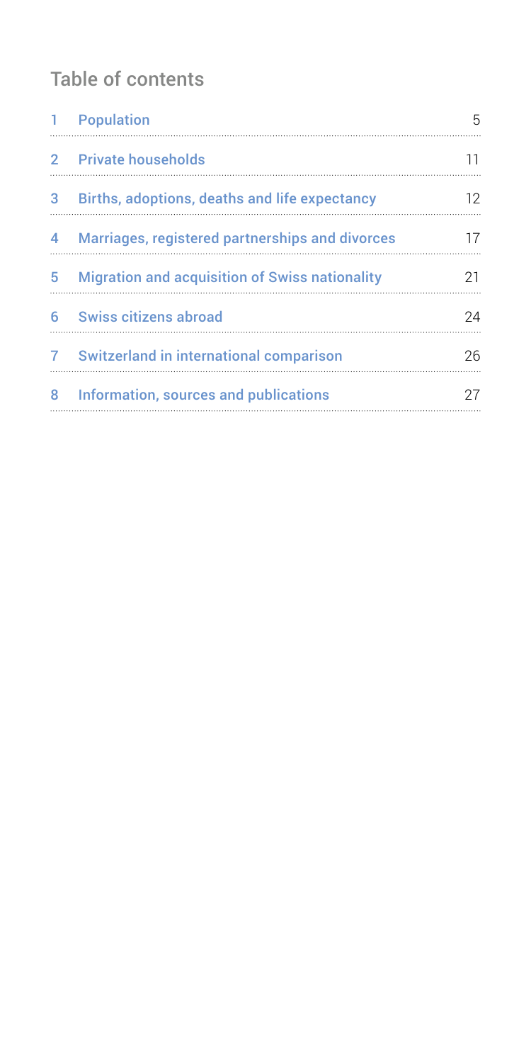## Table of contents

| | | |
|---|---|---|
| 1 | Population | 5 |
| 2 | Private households | 11 |
| 3 | Births, adoptions, deaths and life expectancy | 12 |
| 4 | Marriages, registered partnerships and divorces | 17 |
| 5 | Migration and acquisition of Swiss nationality | 21 |
| 6 | Swiss citizens abroad | 24 |
| 7 | Switzerland in international comparison | 26 |
| 8 | Information, sources and publications | 27 |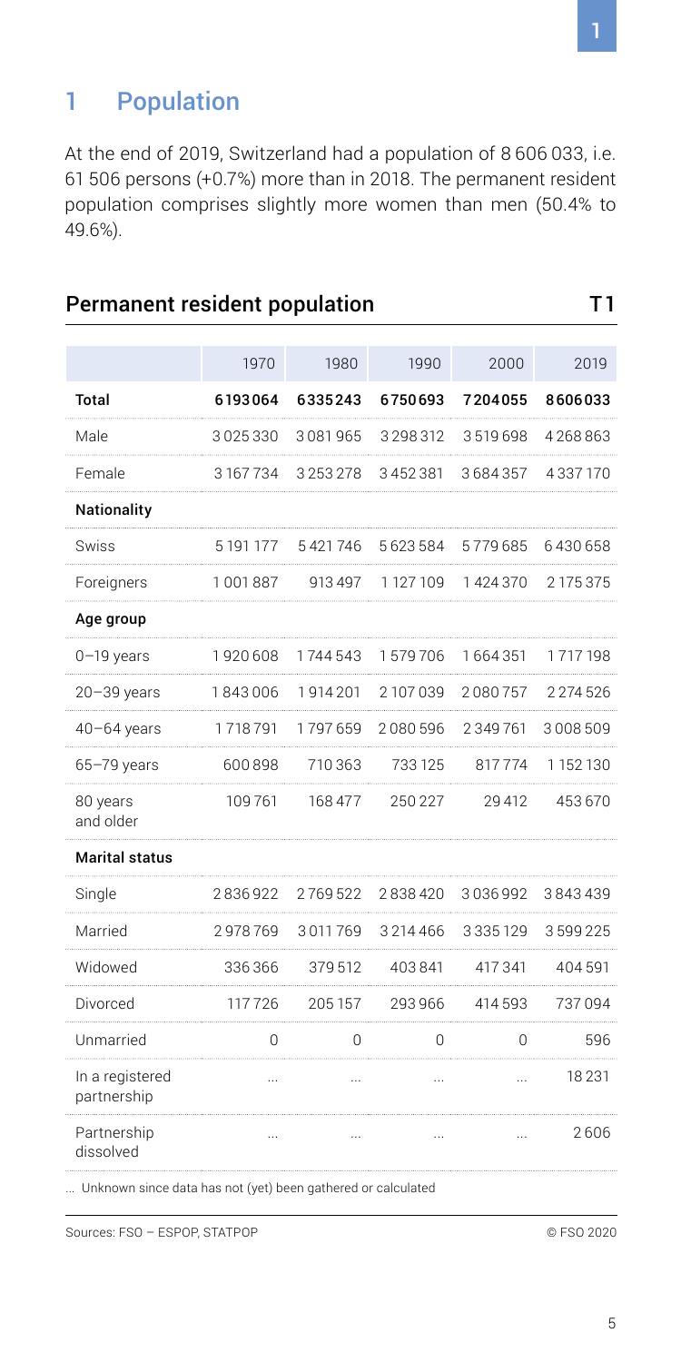# 1 Population

At the end of 2019, Switzerland had a population of 8 606 033, i.e. 61 506 persons (+0.7%) more than in 2018. The permanent resident population comprises slightly more women than men (50.4% to 49.6%).

## Permanent resident population T1

| | 1970 | 1980 | 1990 | 2000 | 2019 |
|---|---|---|---|---|---|
| **Total** | **6193064** | **6335243** | **6750693** | **7204055** | **8606033** |
| Male | 3025330 | 3081965 | 3298312 | 3519698 | 4268863 |
| Female | 3167734 | 3253278 | 3452381 | 3684357 | 4337170 |
| **Nationality** | | | | | |
| Swiss | 5191177 | 5421746 | 5623584 | 5779685 | 6430658 |
| Foreigners | 1001887 | 913497 | 1127109 | 1424370 | 2175375 |
| **Age group** | | | | | |
| 0–19 years | 1920608 | 1744543 | 1579706 | 1664351 | 1717198 |
| 20–39 years | 1843006 | 1914201 | 2107039 | 2080757 | 2274526 |
| 40–64 years | 1718791 | 1797659 | 2080596 | 2349761 | 3008509 |
| 65–79 years | 600898 | 710363 | 733125 | 817774 | 1152130 |
| 80 years and older | 109761 | 168477 | 250227 | 29412 | 453670 |
| **Marital status** | | | | | |
| Single | 2836922 | 2769522 | 2838420 | 3036992 | 3843439 |
| Married | 2978769 | 3011769 | 3214466 | 3335129 | 3599225 |
| Widowed | 336366 | 379512 | 403841 | 417341 | 404591 |
| Divorced | 117726 | 205157 | 293966 | 414593 | 737094 |
| Unmarried | 0 | 0 | 0 | 0 | 596 |
| In a registered partnership | ... | ... | ... | ... | 18231 |
| Partnership dissolved | ... | ... | ... | ... | 2606 |

... Unknown since data has not (yet) been gathered or calculated

Sources: FSO – ESPOP, STATPOP © FSO 2020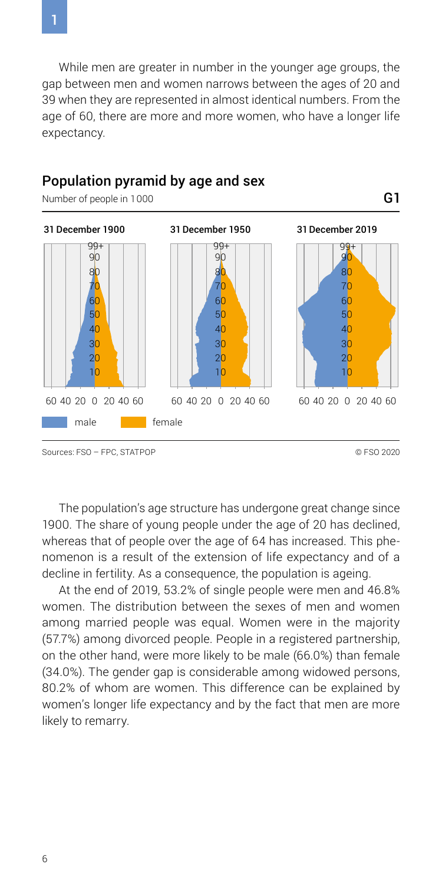While men are greater in number in the younger age groups, the gap between men and women narrows between the ages of 20 and 39 when they are represented in almost identical numbers. From the age of 60, there are more and more women, who have a longer life expectancy.

## Population pyramid by age and sex

Number of people in 1000

G1

31 December 1900 | 31 December 1950 | 31 December 2019

male | female

Sources: FSO – FPC, STATPOP

© FSO 2020

The population's age structure has undergone great change since 1900. The share of young people under the age of 20 has declined, whereas that of people over the age of 64 has increased. This phenomenon is a result of the extension of life expectancy and of a decline in fertility. As a consequence, the population is ageing.

At the end of 2019, 53.2% of single people were men and 46.8% women. The distribution between the sexes of men and women among married people was equal. Women were in the majority (57.7%) among divorced people. People in a registered partnership, on the other hand, were more likely to be male (66.0%) than female (34.0%). The gender gap is considerable among widowed persons, 80.2% of whom are women. This difference can be explained by women's longer life expectancy and by the fact that men are more likely to remarry.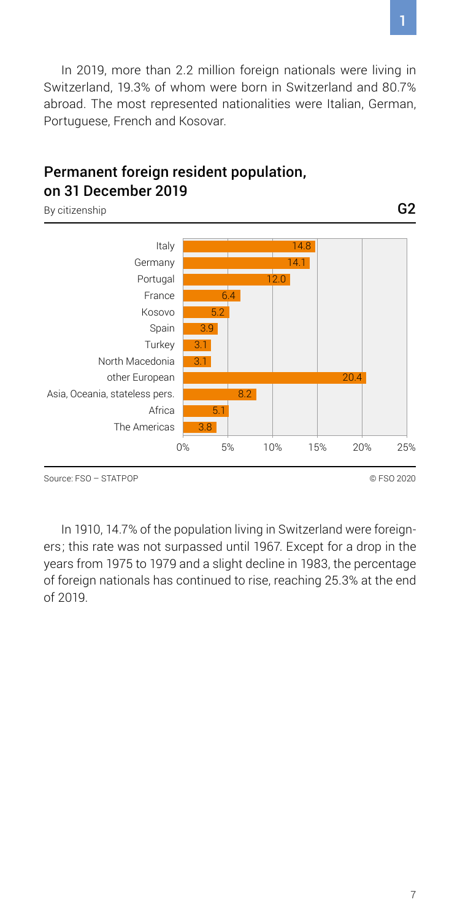In 2019, more than 2.2 million foreign nationals were living in Switzerland, 19.3% of whom were born in Switzerland and 80.7% abroad. The most represented nationalities were Italian, German, Portuguese, French and Kosovar.

## Permanent foreign resident population, on 31 December 2019

By citizenship

G2

| Citizenship | % |
| --- | --- |
| Italy | 14.8 |
| Germany | 14.1 |
| Portugal | 12.0 |
| France | 6.4 |
| Kosovo | 5.2 |
| Spain | 3.9 |
| Turkey | 3.1 |
| North Macedonia | 3.1 |
| other European | 20.4 |
| Asia, Oceania, stateless pers. | 8.2 |
| Africa | 5.1 |
| The Americas | 3.8 |

Source: FSO – STATPOP

© FSO 2020

In 1910, 14.7% of the population living in Switzerland were foreigners; this rate was not surpassed until 1967. Except for a drop in the years from 1975 to 1979 and a slight decline in 1983, the percentage of foreign nationals has continued to rise, reaching 25.3% at the end of 2019.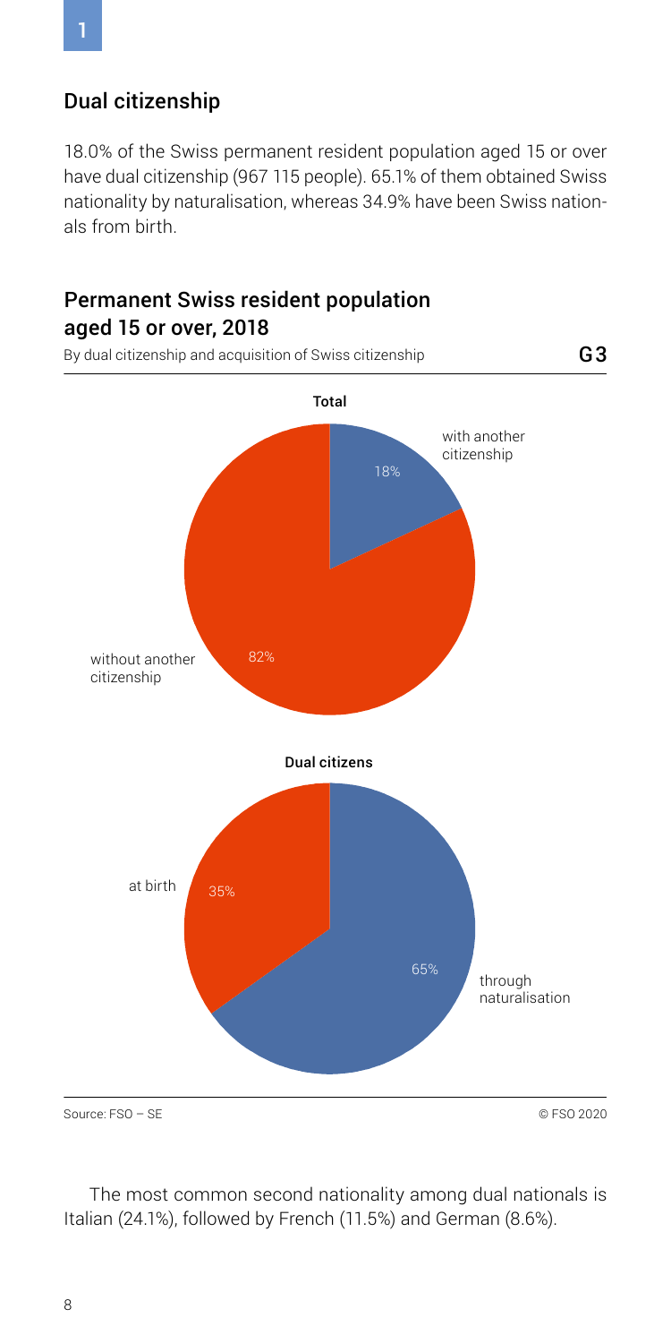## Dual citizenship

18.0% of the Swiss permanent resident population aged 15 or over have dual citizenship (967 115 people). 65.1% of them obtained Swiss nationality by naturalisation, whereas 34.9% have been Swiss nationals from birth.

### Permanent Swiss resident population aged 15 or over, 2018

By dual citizenship and acquisition of Swiss citizenship — G3

**Total**

- with another citizenship: 18%
- without another citizenship: 82%

**Dual citizens**

- at birth: 35%
- through naturalisation: 65%

Source: FSO – SE © FSO 2020

The most common second nationality among dual nationals is Italian (24.1%), followed by French (11.5%) and German (8.6%).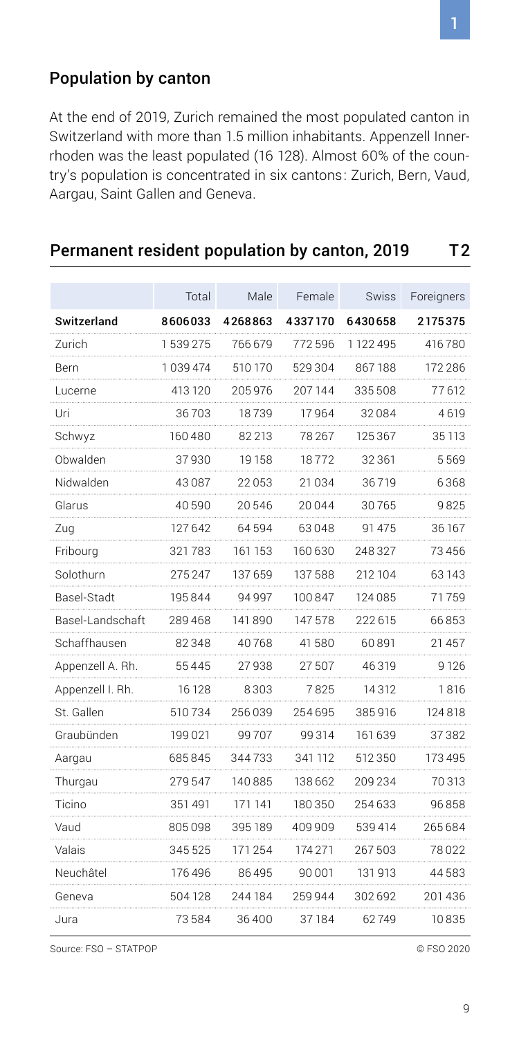## Population by canton

At the end of 2019, Zurich remained the most populated canton in Switzerland with more than 1.5 million inhabitants. Appenzell Innerrhoden was the least populated (16 128). Almost 60% of the country's population is concentrated in six cantons: Zurich, Bern, Vaud, Aargau, Saint Gallen and Geneva.

## Permanent resident population by canton, 2019 T2

| | Total | Male | Female | Swiss | Foreigners |
|---|---|---|---|---|---|
| **Switzerland** | **8606033** | **4268863** | **4337170** | **6430658** | **2175375** |
| Zurich | 1 539 275 | 766 679 | 772 596 | 1 122 495 | 416 780 |
| Bern | 1 039 474 | 510 170 | 529 304 | 867 188 | 172 286 |
| Lucerne | 413 120 | 205 976 | 207 144 | 335 508 | 77 612 |
| Uri | 36 703 | 18 739 | 17 964 | 32 084 | 4 619 |
| Schwyz | 160 480 | 82 213 | 78 267 | 125 367 | 35 113 |
| Obwalden | 37 930 | 19 158 | 18 772 | 32 361 | 5 569 |
| Nidwalden | 43 087 | 22 053 | 21 034 | 36 719 | 6 368 |
| Glarus | 40 590 | 20 546 | 20 044 | 30 765 | 9 825 |
| Zug | 127 642 | 64 594 | 63 048 | 91 475 | 36 167 |
| Fribourg | 321 783 | 161 153 | 160 630 | 248 327 | 73 456 |
| Solothurn | 275 247 | 137 659 | 137 588 | 212 104 | 63 143 |
| Basel-Stadt | 195 844 | 94 997 | 100 847 | 124 085 | 71 759 |
| Basel-Landschaft | 289 468 | 141 890 | 147 578 | 222 615 | 66 853 |
| Schaffhausen | 82 348 | 40 768 | 41 580 | 60 891 | 21 457 |
| Appenzell A. Rh. | 55 445 | 27 938 | 27 507 | 46 319 | 9 126 |
| Appenzell I. Rh. | 16 128 | 8 303 | 7 825 | 14 312 | 1 816 |
| St. Gallen | 510 734 | 256 039 | 254 695 | 385 916 | 124 818 |
| Graubünden | 199 021 | 99 707 | 99 314 | 161 639 | 37 382 |
| Aargau | 685 845 | 344 733 | 341 112 | 512 350 | 173 495 |
| Thurgau | 279 547 | 140 885 | 138 662 | 209 234 | 70 313 |
| Ticino | 351 491 | 171 141 | 180 350 | 254 633 | 96 858 |
| Vaud | 805 098 | 395 189 | 409 909 | 539 414 | 265 684 |
| Valais | 345 525 | 171 254 | 174 271 | 267 503 | 78 022 |
| Neuchâtel | 176 496 | 86 495 | 90 001 | 131 913 | 44 583 |
| Geneva | 504 128 | 244 184 | 259 944 | 302 692 | 201 436 |
| Jura | 73 584 | 36 400 | 37 184 | 62 749 | 10 835 |

Source: FSO – STATPOP © FSO 2020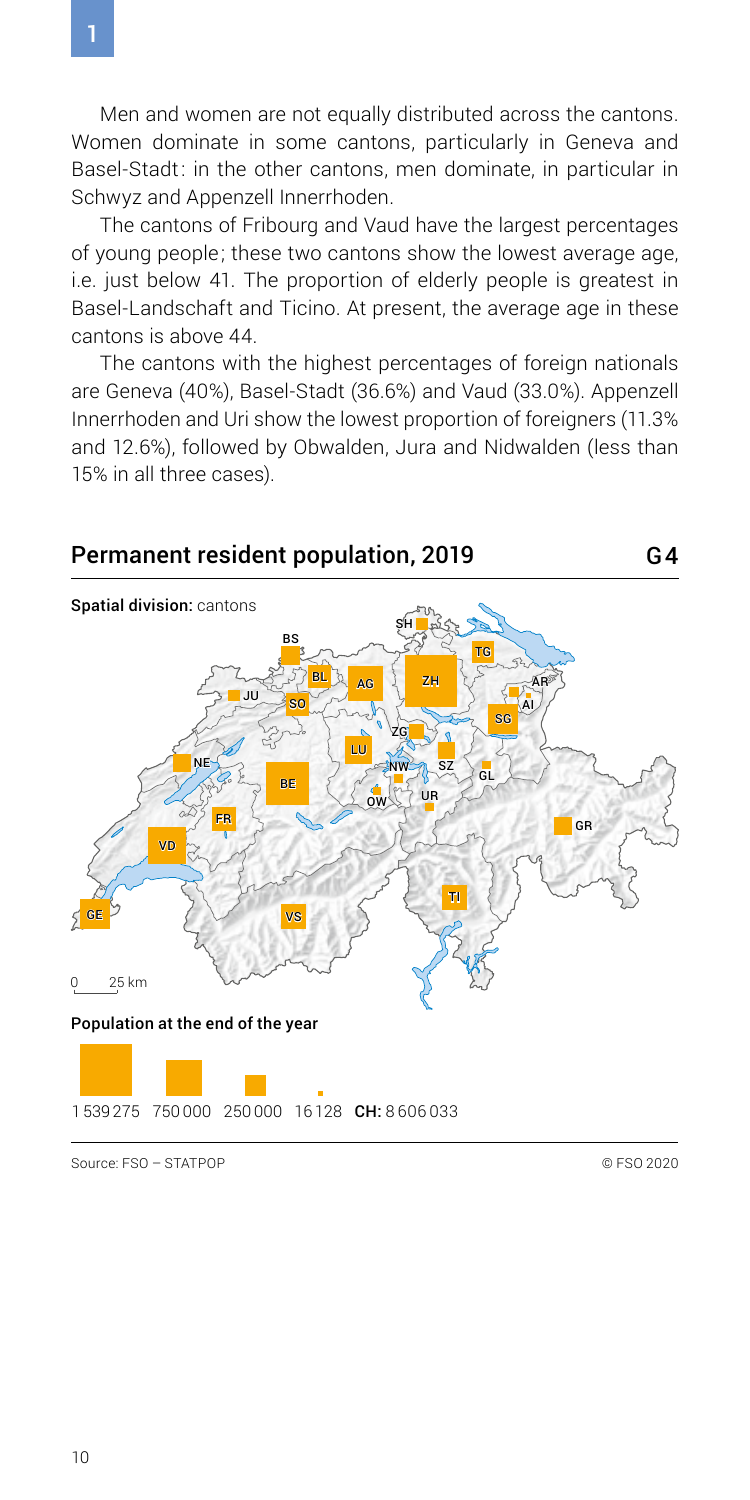Men and women are not equally distributed across the cantons. Women dominate in some cantons, particularly in Geneva and Basel-Stadt: in the other cantons, men dominate, in particular in Schwyz and Appenzell Innerrhoden.

The cantons of Fribourg and Vaud have the largest percentages of young people; these two cantons show the lowest average age, i.e. just below 41. The proportion of elderly people is greatest in Basel-Landschaft and Ticino. At present, the average age in these cantons is above 44.

The cantons with the highest percentages of foreign nationals are Geneva (40%), Basel-Stadt (36.6%) and Vaud (33.0%). Appenzell Innerrhoden and Uri show the lowest proportion of foreigners (11.3% and 12.6%), followed by Obwalden, Jura and Nidwalden (less than 15% in all three cases).

## Permanent resident population, 2019 G4

Spatial division: cantons

SH, BS, TG, BL, AG, ZH, AR, JU, SO, AI, SG, ZG, LU, NE, SZ, NW, GL, BE, OW, UR, FR, GR, VD, TI, GE, VS

0 25 km

**Population at the end of the year**

1 539 275 750 000 250 000 16 128 **CH:** 8 606 033

Source: FSO – STATPOP © FSO 2020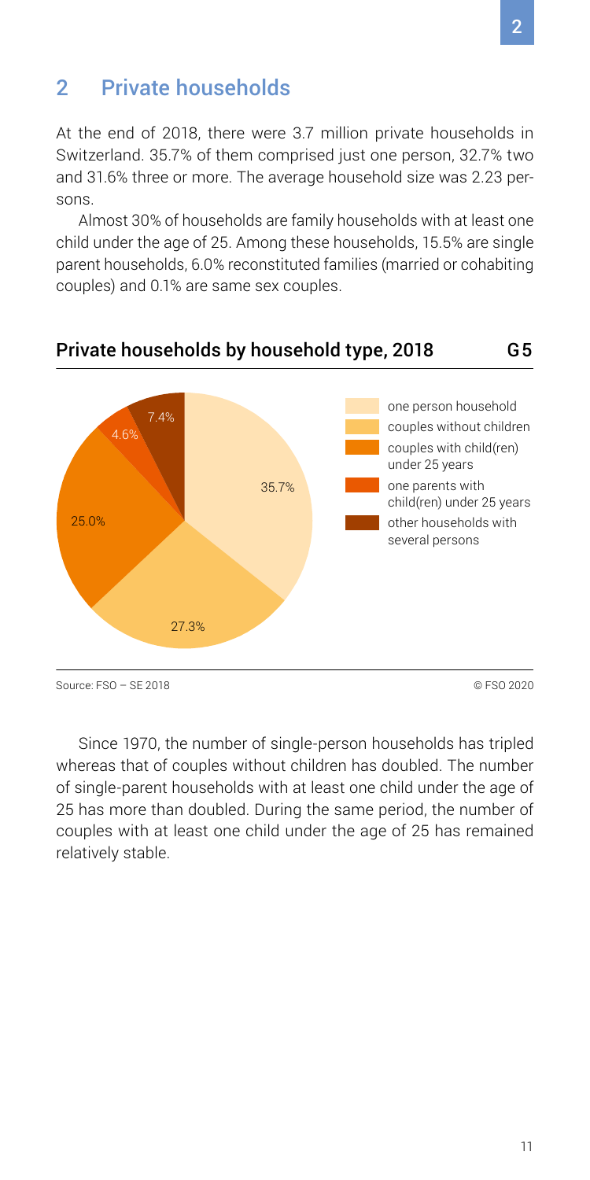## 2 Private households

At the end of 2018, there were 3.7 million private households in Switzerland. 35.7% of them comprised just one person, 32.7% two and 31.6% three or more. The average household size was 2.23 persons.

Almost 30% of households are family households with at least one child under the age of 25. Among these households, 15.5% are single parent households, 6.0% reconstituted families (married or cohabiting couples) and 0.1% are same sex couples.

### Private households by household type, 2018 — G5

| Household type | Share |
|---|---|
| one person household | 35.7% |
| couples without children | 27.3% |
| couples with child(ren) under 25 years | 25.0% |
| one parents with child(ren) under 25 years | 4.6% |
| other households with several persons | 7.4% |

Source: FSO – SE 2018 © FSO 2020

Since 1970, the number of single-person households has tripled whereas that of couples without children has doubled. The number of single-parent households with at least one child under the age of 25 has more than doubled. During the same period, the number of couples with at least one child under the age of 25 has remained relatively stable.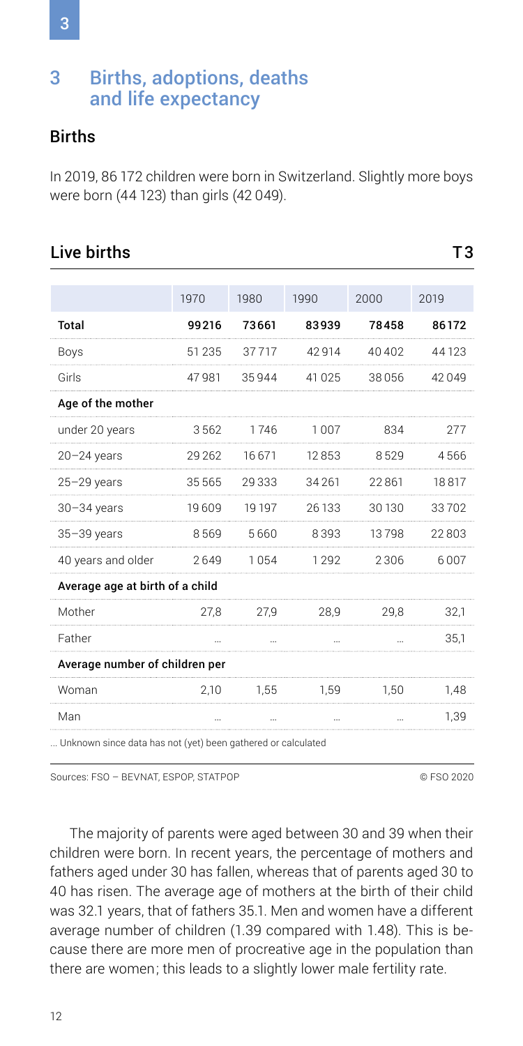# 3 Births, adoptions, deaths and life expectancy

## Births

In 2019, 86 172 children were born in Switzerland. Slightly more boys were born (44 123) than girls (42 049).

### Live births T 3

| | 1970 | 1980 | 1990 | 2000 | 2019 |
|---|---|---|---|---|---|
| **Total** | **99216** | **73661** | **83939** | **78458** | **86172** |
| Boys | 51 235 | 37 717 | 42 914 | 40 402 | 44 123 |
| Girls | 47 981 | 35 944 | 41 025 | 38 056 | 42 049 |
| **Age of the mother** | | | | | |
| under 20 years | 3 562 | 1 746 | 1 007 | 834 | 277 |
| 20–24 years | 29 262 | 16 671 | 12 853 | 8 529 | 4 566 |
| 25–29 years | 35 565 | 29 333 | 34 261 | 22 861 | 18 817 |
| 30–34 years | 19 609 | 19 197 | 26 133 | 30 130 | 33 702 |
| 35–39 years | 8 569 | 5 660 | 8 393 | 13 798 | 22 803 |
| 40 years and older | 2 649 | 1 054 | 1 292 | 2 306 | 6 007 |
| **Average age at birth of a child** | | | | | |
| Mother | 27,8 | 27,9 | 28,9 | 29,8 | 32,1 |
| Father | … | … | … | … | 35,1 |
| **Average number of children per** | | | | | |
| Woman | 2,10 | 1,55 | 1,59 | 1,50 | 1,48 |
| Man | … | … | … | … | 1,39 |

… Unknown since data has not (yet) been gathered or calculated

Sources: FSO – BEVNAT, ESPOP, STATPOP © FSO 2020

The majority of parents were aged between 30 and 39 when their children were born. In recent years, the percentage of mothers and fathers aged under 30 has fallen, whereas that of parents aged 30 to 40 has risen. The average age of mothers at the birth of their child was 32.1 years, that of fathers 35.1. Men and women have a different average number of children (1.39 compared with 1.48). This is because there are more men of procreative age in the population than there are women; this leads to a slightly lower male fertility rate.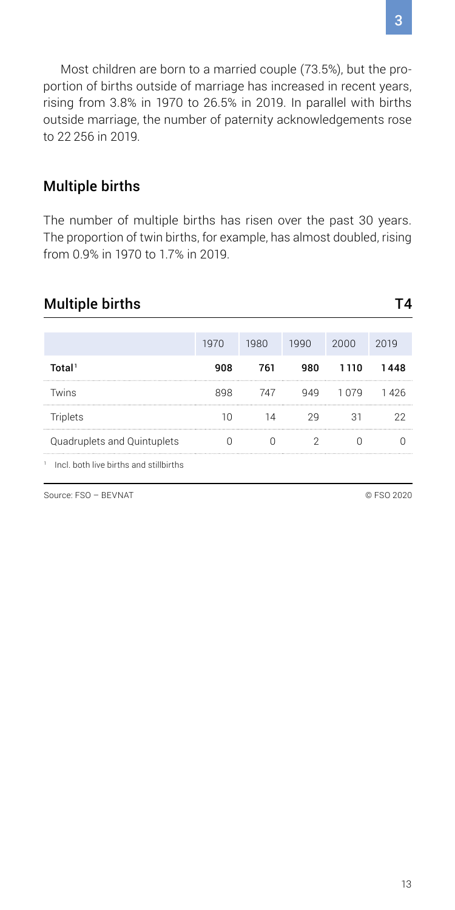Most children are born to a married couple (73.5%), but the proportion of births outside of marriage has increased in recent years, rising from 3.8% in 1970 to 26.5% in 2019. In parallel with births outside marriage, the number of paternity acknowledgements rose to 22 256 in 2019.

## Multiple births

The number of multiple births has risen over the past 30 years. The proportion of twin births, for example, has almost doubled, rising from 0.9% in 1970 to 1.7% in 2019.

## Multiple births T4

| | 1970 | 1980 | 1990 | 2000 | 2019 |
|---|---|---|---|---|---|
| **Total**[1] | **908** | **761** | **980** | **1 110** | **1 448** |
| Twins | 898 | 747 | 949 | 1 079 | 1 426 |
| Triplets | 10 | 14 | 29 | 31 | 22 |
| Quadruplets and Quintuplets | 0 | 0 | 2 | 0 | 0 |

[1] Incl. both live births and stillbirths

Source: FSO – BEVNAT © FSO 2020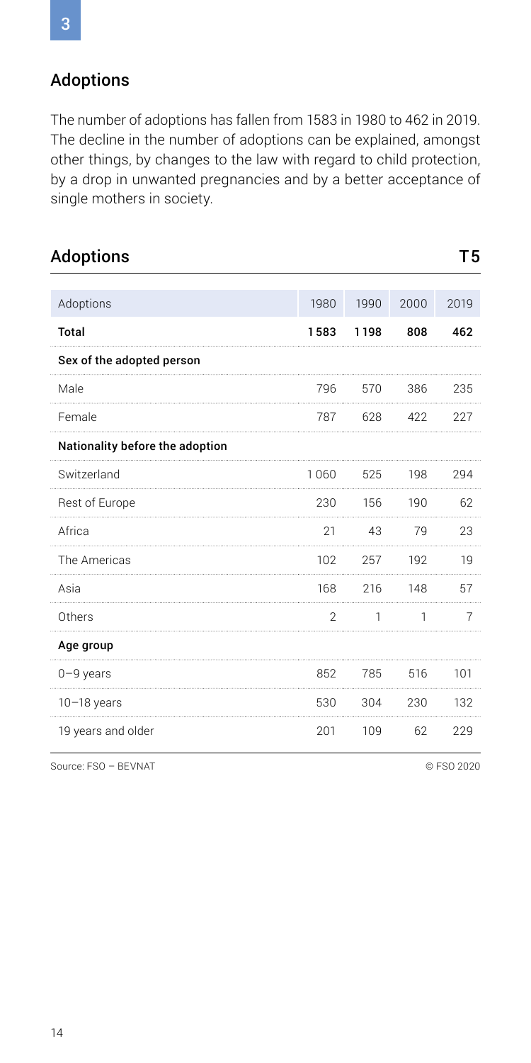## Adoptions

The number of adoptions has fallen from 1583 in 1980 to 462 in 2019. The decline in the number of adoptions can be explained, amongst other things, by changes to the law with regard to child protection, by a drop in unwanted pregnancies and by a better acceptance of single mothers in society.

### Adoptions T5

| Adoptions | 1980 | 1990 | 2000 | 2019 |
|---|---|---|---|---|
| **Total** | **1583** | **1198** | **808** | **462** |
| **Sex of the adopted person** | | | | |
| Male | 796 | 570 | 386 | 235 |
| Female | 787 | 628 | 422 | 227 |
| **Nationality before the adoption** | | | | |
| Switzerland | 1060 | 525 | 198 | 294 |
| Rest of Europe | 230 | 156 | 190 | 62 |
| Africa | 21 | 43 | 79 | 23 |
| The Americas | 102 | 257 | 192 | 19 |
| Asia | 168 | 216 | 148 | 57 |
| Others | 2 | 1 | 1 | 7 |
| **Age group** | | | | |
| 0–9 years | 852 | 785 | 516 | 101 |
| 10–18 years | 530 | 304 | 230 | 132 |
| 19 years and older | 201 | 109 | 62 | 229 |

Source: FSO – BEVNAT © FSO 2020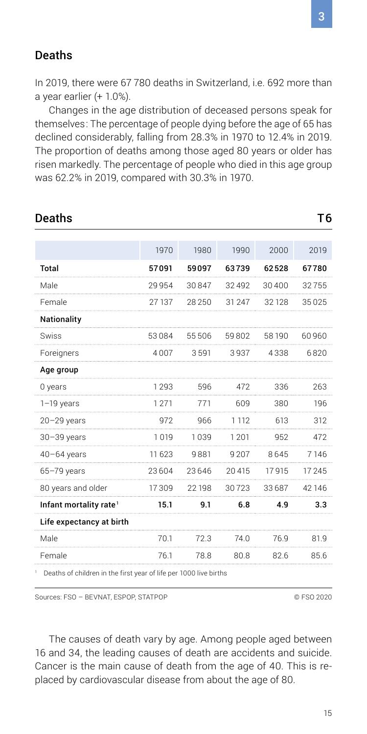## Deaths

In 2019, there were 67 780 deaths in Switzerland, i.e. 692 more than a year earlier (+ 1.0%).

Changes in the age distribution of deceased persons speak for themselves: The percentage of people dying before the age of 65 has declined considerably, falling from 28.3% in 1970 to 12.4% in 2019. The proportion of deaths among those aged 80 years or older has risen markedly. The percentage of people who died in this age group was 62.2% in 2019, compared with 30.3% in 1970.

## Deaths T6

| | 1970 | 1980 | 1990 | 2000 | 2019 |
|---|---|---|---|---|---|
| **Total** | **57091** | **59097** | **63739** | **62528** | **67780** |
| Male | 29954 | 30847 | 32492 | 30400 | 32755 |
| Female | 27137 | 28250 | 31247 | 32128 | 35025 |
| **Nationality** | | | | | |
| Swiss | 53084 | 55506 | 59802 | 58190 | 60960 |
| Foreigners | 4007 | 3591 | 3937 | 4338 | 6820 |
| **Age group** | | | | | |
| 0 years | 1293 | 596 | 472 | 336 | 263 |
| 1–19 years | 1271 | 771 | 609 | 380 | 196 |
| 20–29 years | 972 | 966 | 1112 | 613 | 312 |
| 30–39 years | 1019 | 1039 | 1201 | 952 | 472 |
| 40–64 years | 11623 | 9881 | 9207 | 8645 | 7146 |
| 65–79 years | 23604 | 23646 | 20415 | 17915 | 17245 |
| 80 years and older | 17309 | 22198 | 30723 | 33687 | 42146 |
| **Infant mortality rate[1]** | **15.1** | **9.1** | **6.8** | **4.9** | **3.3** |
| **Life expectancy at birth** | | | | | |
| Male | 70.1 | 72.3 | 74.0 | 76.9 | 81.9 |
| Female | 76.1 | 78.8 | 80.8 | 82.6 | 85.6 |

[1] Deaths of children in the first year of life per 1000 live births

Sources: FSO – BEVNAT, ESPOP, STATPOP © FSO 2020

The causes of death vary by age. Among people aged between 16 and 34, the leading causes of death are accidents and suicide. Cancer is the main cause of death from the age of 40. This is replaced by cardiovascular disease from about the age of 80.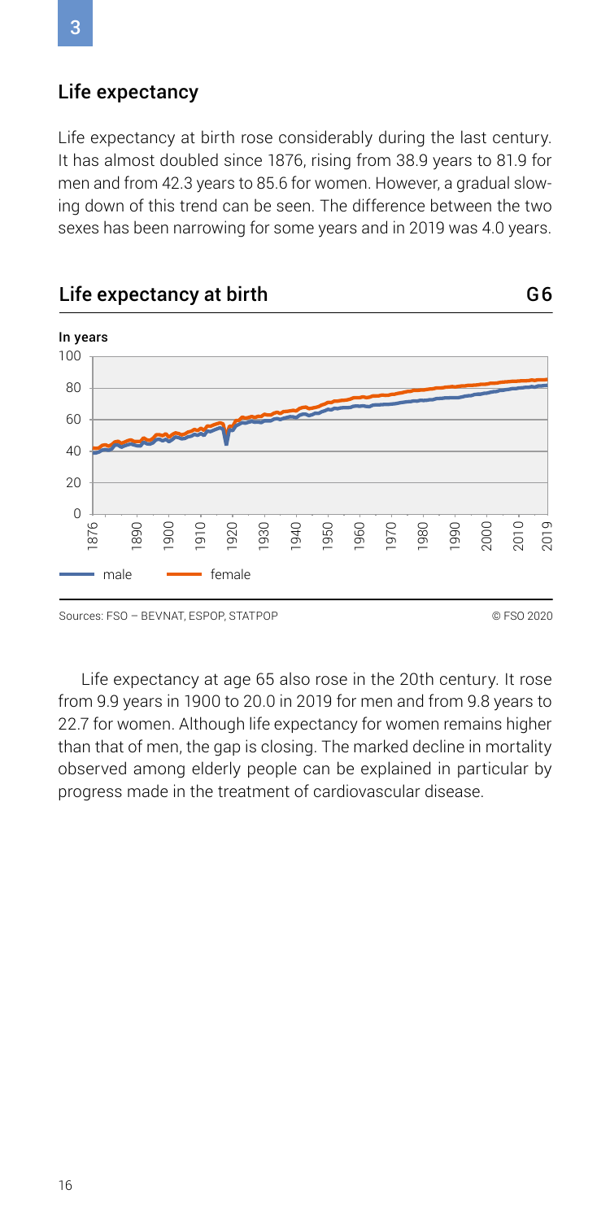## Life expectancy

Life expectancy at birth rose considerably during the last century. It has almost doubled since 1876, rising from 38.9 years to 81.9 for men and from 42.3 years to 85.6 for women. However, a gradual slowing down of this trend can be seen. The difference between the two sexes has been narrowing for some years and in 2019 was 4.0 years.

### Life expectancy at birth G6

In years

Sources: FSO – BEVNAT, ESPOP, STATPOP © FSO 2020

Life expectancy at age 65 also rose in the 20th century. It rose from 9.9 years in 1900 to 20.0 in 2019 for men and from 9.8 years to 22.7 for women. Although life expectancy for women remains higher than that of men, the gap is closing. The marked decline in mortality observed among elderly people can be explained in particular by progress made in the treatment of cardiovascular disease.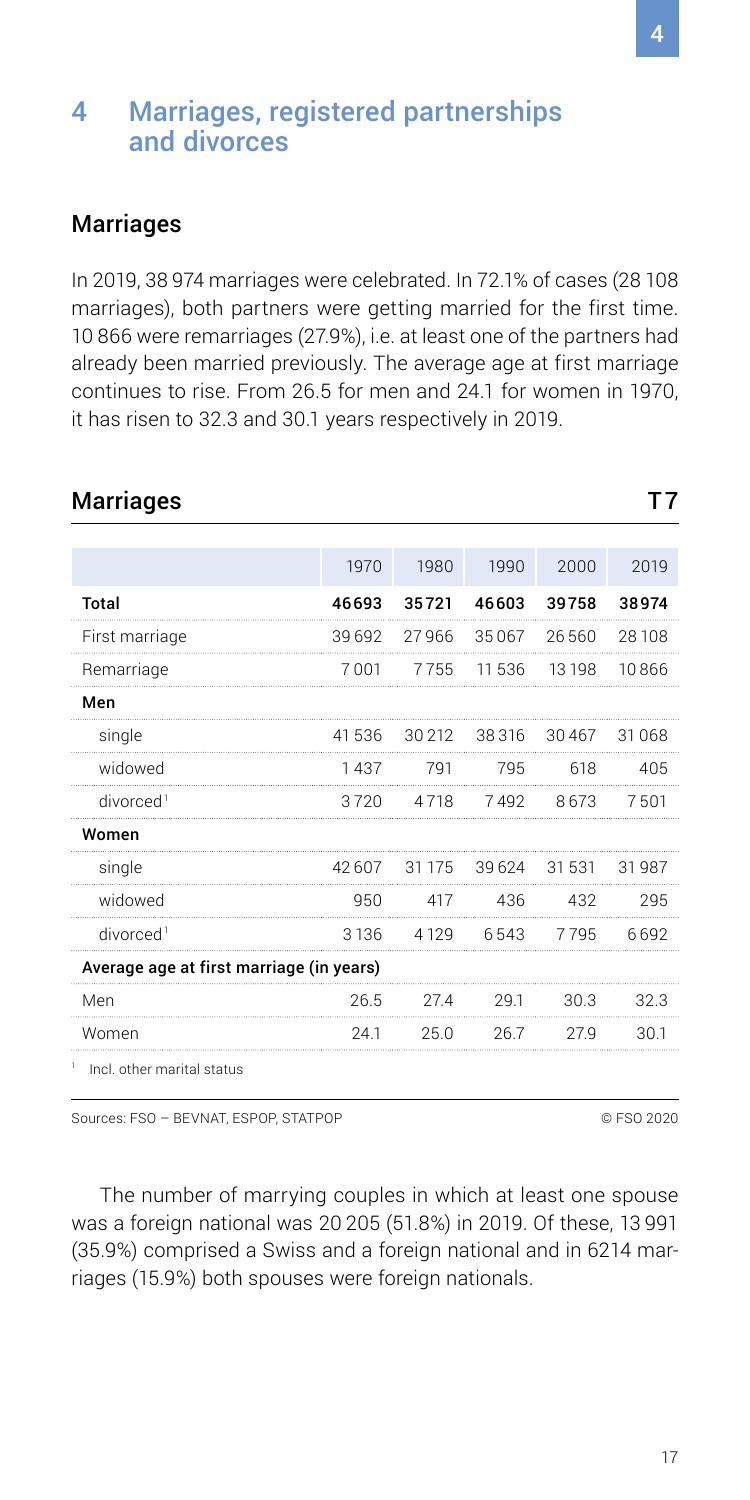## 4 Marriages, registered partnerships and divorces

### Marriages

In 2019, 38 974 marriages were celebrated. In 72.1% of cases (28 108 marriages), both partners were getting married for the first time. 10 866 were remarriages (27.9%), i.e. at least one of the partners had already been married previously. The average age at first marriage continues to rise. From 26.5 for men and 24.1 for women in 1970, it has risen to 32.3 and 30.1 years respectively in 2019.

**Marriages** T7

| | 1970 | 1980 | 1990 | 2000 | 2019 |
|---|---|---|---|---|---|
| **Total** | **46693** | **35721** | **46603** | **39758** | **38974** |
| First marriage | 39692 | 27966 | 35067 | 26560 | 28108 |
| Remarriage | 7001 | 7755 | 11536 | 13198 | 10866 |
| **Men** | | | | | |
| single | 41536 | 30212 | 38316 | 30467 | 31068 |
| widowed | 1437 | 791 | 795 | 618 | 405 |
| divorced[1] | 3720 | 4718 | 7492 | 8673 | 7501 |
| **Women** | | | | | |
| single | 42607 | 31175 | 39624 | 31531 | 31987 |
| widowed | 950 | 417 | 436 | 432 | 295 |
| divorced[1] | 3136 | 4129 | 6543 | 7795 | 6692 |
| **Average age at first marriage (in years)** | | | | | |
| Men | 26.5 | 27.4 | 29.1 | 30.3 | 32.3 |
| Women | 24.1 | 25.0 | 26.7 | 27.9 | 30.1 |

[1] Incl. other marital status

Sources: FSO – BEVNAT, ESPOP, STATPOP © FSO 2020

The number of marrying couples in which at least one spouse was a foreign national was 20 205 (51.8%) in 2019. Of these, 13 991 (35.9%) comprised a Swiss and a foreign national and in 6214 marriages (15.9%) both spouses were foreign nationals.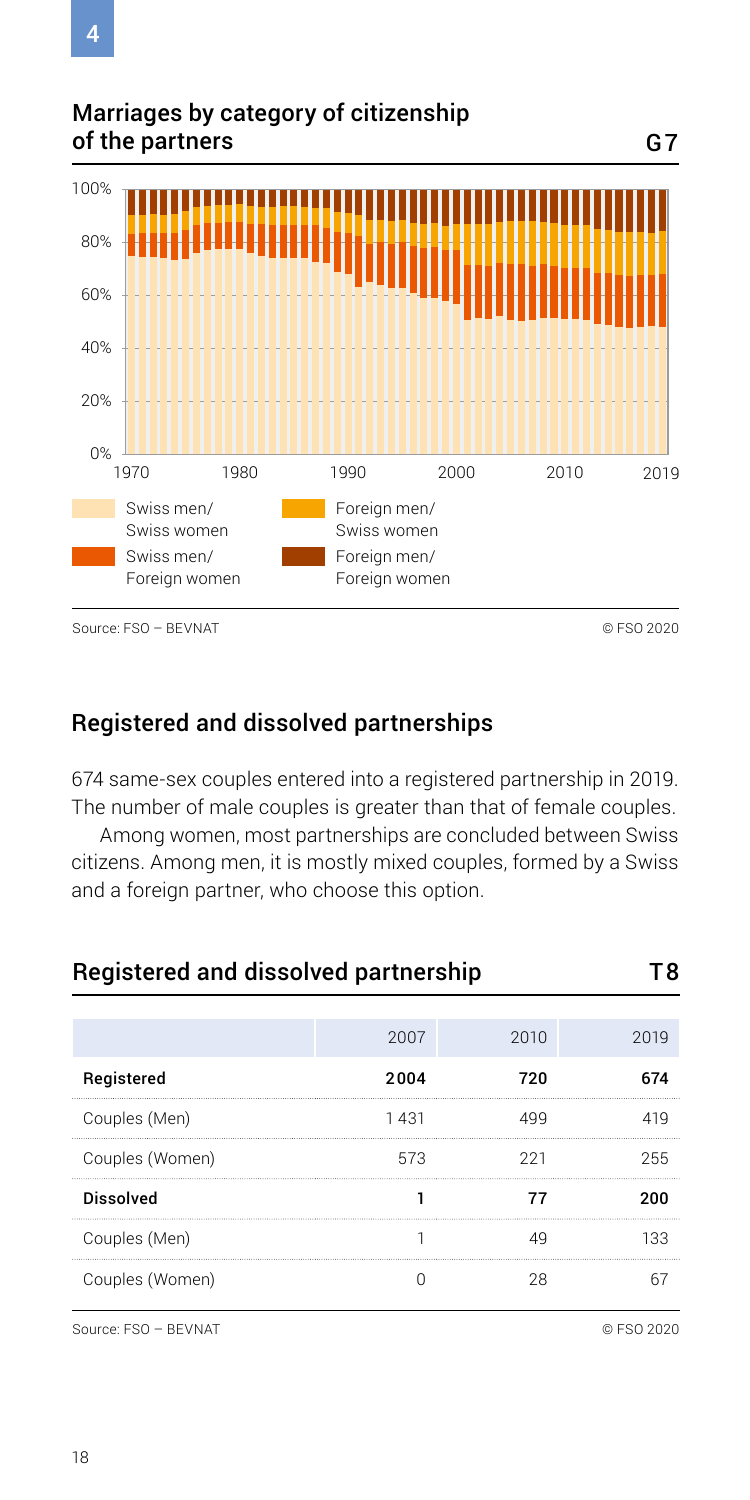## Marriages by category of citizenship of the partners G7

Swiss men/ Swiss women

Swiss men/ Foreign women

Foreign men/ Swiss women

Foreign men/ Foreign women

Source: FSO – BEVNAT © FSO 2020

## Registered and dissolved partnerships

674 same-sex couples entered into a registered partnership in 2019. The number of male couples is greater than that of female couples.

Among women, most partnerships are concluded between Swiss citizens. Among men, it is mostly mixed couples, formed by a Swiss and a foreign partner, who choose this option.

## Registered and dissolved partnership T8

| | 2007 | 2010 | 2019 |
|---|---|---|---|
| **Registered** | **2004** | **720** | **674** |
| Couples (Men) | 1 431 | 499 | 419 |
| Couples (Women) | 573 | 221 | 255 |
| **Dissolved** | **1** | **77** | **200** |
| Couples (Men) | 1 | 49 | 133 |
| Couples (Women) | 0 | 28 | 67 |

Source: FSO – BEVNAT © FSO 2020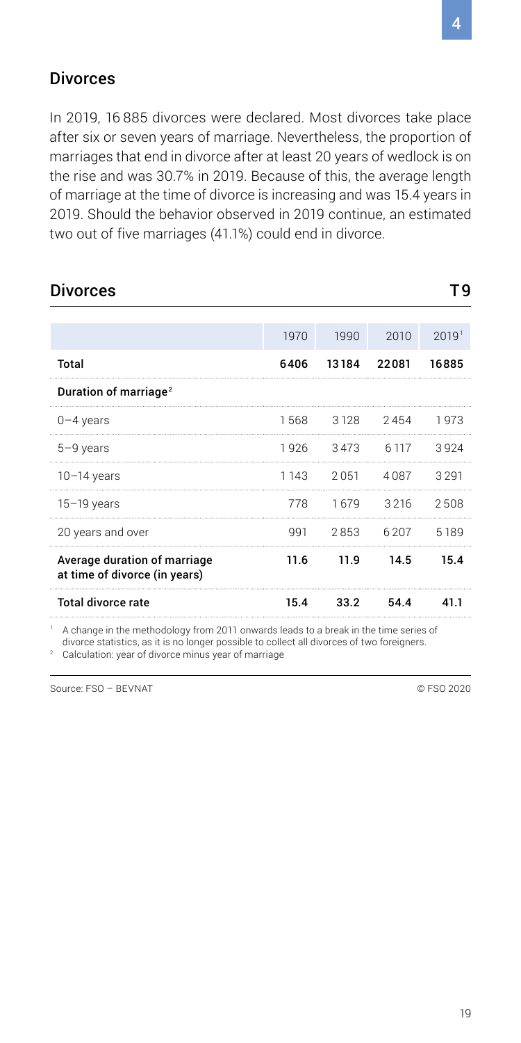## Divorces

In 2019, 16 885 divorces were declared. Most divorces take place after six or seven years of marriage. Nevertheless, the proportion of marriages that end in divorce after at least 20 years of wedlock is on the rise and was 30.7% in 2019. Because of this, the average length of marriage at the time of divorce is increasing and was 15.4 years in 2019. Should the behavior observed in 2019 continue, an estimated two out of five marriages (41.1%) could end in divorce.

## Divorces T9

| | 1970 | 1990 | 2010 | 2019[1] |
|---|---|---|---|---|
| **Total** | **6406** | **13184** | **22081** | **16885** |
| **Duration of marriage[2]** | | | | |
| 0–4 years | 1568 | 3128 | 2454 | 1973 |
| 5–9 years | 1926 | 3473 | 6117 | 3924 |
| 10–14 years | 1143 | 2051 | 4087 | 3291 |
| 15–19 years | 778 | 1679 | 3216 | 2508 |
| 20 years and over | 991 | 2853 | 6207 | 5189 |
| **Average duration of marriage at time of divorce (in years)** | **11.6** | **11.9** | **14.5** | **15.4** |
| **Total divorce rate** | **15.4** | **33.2** | **54.4** | **41.1** |

[1] A change in the methodology from 2011 onwards leads to a break in the time series of divorce statistics, as it is no longer possible to collect all divorces of two foreigners.
[2] Calculation: year of divorce minus year of marriage

Source: FSO – BEVNAT © FSO 2020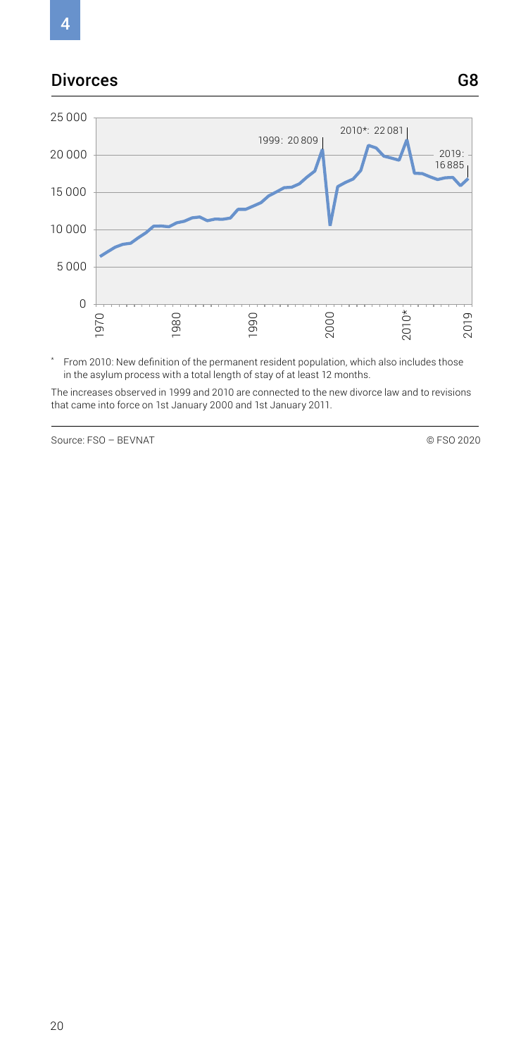## Divorces

G8

\* From 2010: New definition of the permanent resident population, which also includes those in the asylum process with a total length of stay of at least 12 months.

The increases observed in 1999 and 2010 are connected to the new divorce law and to revisions that came into force on 1st January 2000 and 1st January 2011.

Source: FSO – BEVNAT

© FSO 2020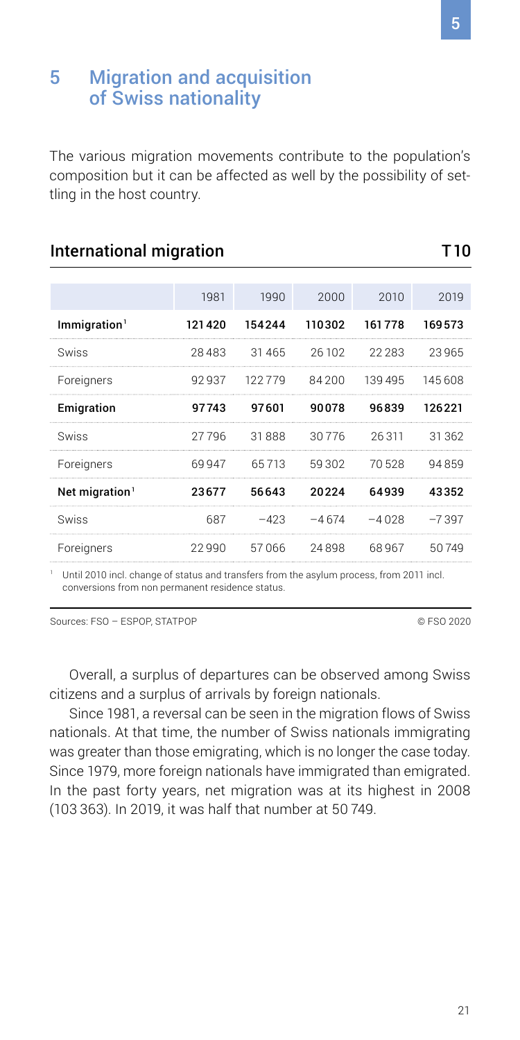# 5 Migration and acquisition of Swiss nationality

The various migration movements contribute to the population's composition but it can be affected as well by the possibility of settling in the host country.

## International migration T10

| | 1981 | 1990 | 2000 | 2010 | 2019 |
|---|---|---|---|---|---|
| **Immigration**[1] | **121420** | **154244** | **110302** | **161778** | **169573** |
| Swiss | 28483 | 31465 | 26102 | 22283 | 23965 |
| Foreigners | 92937 | 122779 | 84200 | 139495 | 145608 |
| **Emigration** | **97743** | **97601** | **90078** | **96839** | **126221** |
| Swiss | 27796 | 31888 | 30776 | 26311 | 31362 |
| Foreigners | 69947 | 65713 | 59302 | 70528 | 94859 |
| **Net migration**[1] | **23677** | **56643** | **20224** | **64939** | **43352** |
| Swiss | 687 | −423 | −4674 | −4028 | −7397 |
| Foreigners | 22990 | 57066 | 24898 | 68967 | 50749 |

[1] Until 2010 incl. change of status and transfers from the asylum process, from 2011 incl. conversions from non permanent residence status.

Sources: FSO – ESPOP, STATPOP © FSO 2020

Overall, a surplus of departures can be observed among Swiss citizens and a surplus of arrivals by foreign nationals.

Since 1981, a reversal can be seen in the migration flows of Swiss nationals. At that time, the number of Swiss nationals immigrating was greater than those emigrating, which is no longer the case today. Since 1979, more foreign nationals have immigrated than emigrated. In the past forty years, net migration was at its highest in 2008 (103 363). In 2019, it was half that number at 50 749.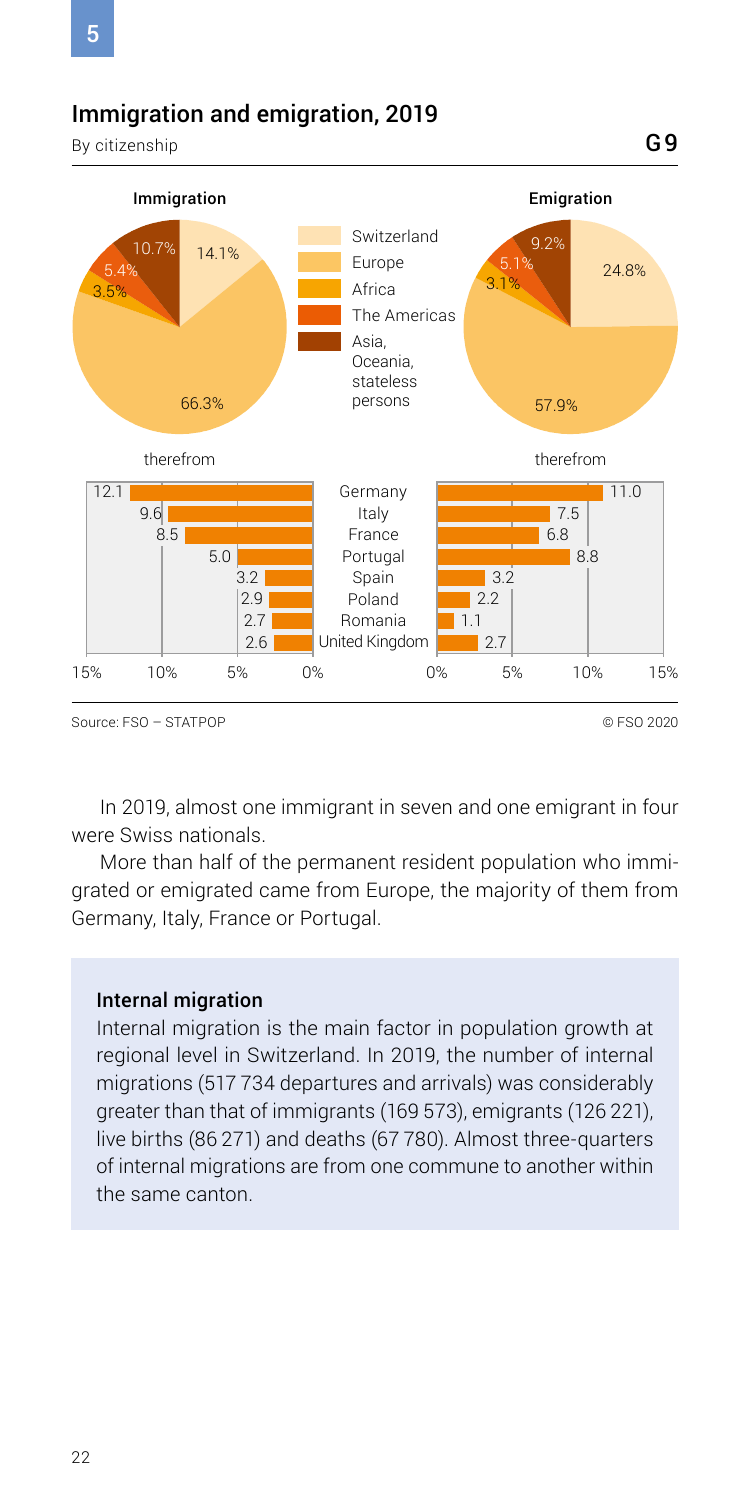## Immigration and emigration, 2019

By citizenship

G9

| | Immigration | Emigration |
|---|---|---|
| Switzerland | 14.1% | 24.8% |
| Europe | 66.3% | 57.9% |
| Africa | 3.5% | 3.1% |
| The Americas | 5.4% | 5.1% |
| Asia, Oceania, stateless persons | 10.7% | 9.2% |

therefrom

| | Immigration (%) | Emigration (%) |
|---|---|---|
| Germany | 12.1 | 11.0 |
| Italy | 9.6 | 7.5 |
| France | 8.5 | 6.8 |
| Portugal | 5.0 | 8.8 |
| Spain | 3.2 | 3.2 |
| Poland | 2.9 | 2.2 |
| Romania | 2.7 | 1.1 |
| United Kingdom | 2.6 | 2.7 |

Source: FSO – STATPOP

© FSO 2020

In 2019, almost one immigrant in seven and one emigrant in four were Swiss nationals.

More than half of the permanent resident population who immigrated or emigrated came from Europe, the majority of them from Germany, Italy, France or Portugal.

### Internal migration

Internal migration is the main factor in population growth at regional level in Switzerland. In 2019, the number of internal migrations (517 734 departures and arrivals) was considerably greater than that of immigrants (169 573), emigrants (126 221), live births (86 271) and deaths (67 780). Almost three-quarters of internal migrations are from one commune to another within the same canton.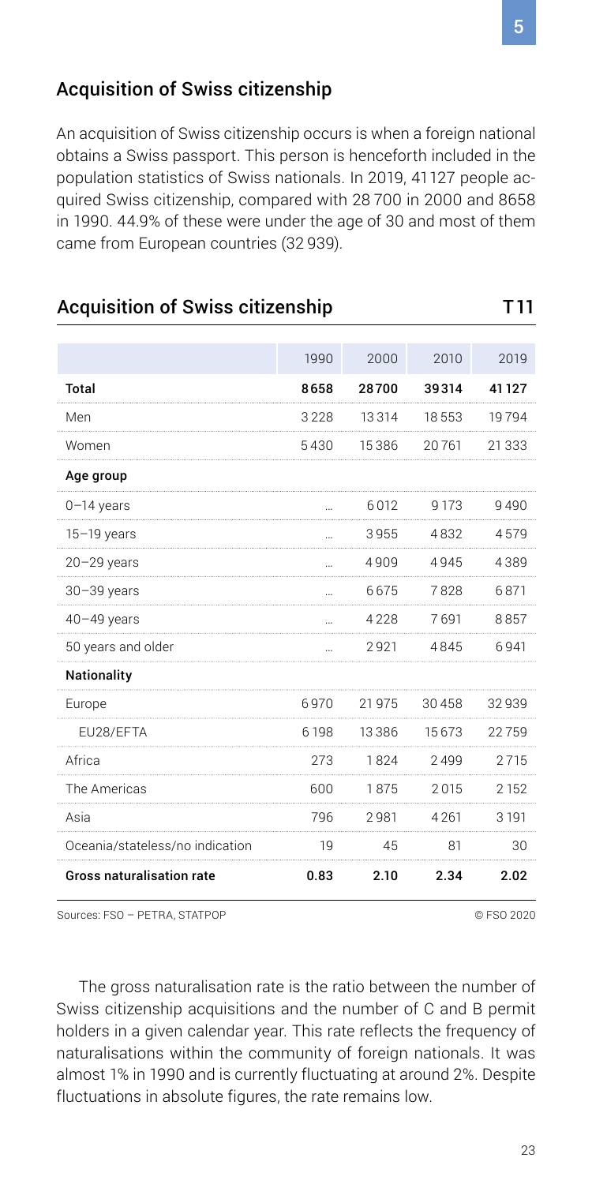## Acquisition of Swiss citizenship

An acquisition of Swiss citizenship occurs is when a foreign national obtains a Swiss passport. This person is henceforth included in the population statistics of Swiss nationals. In 2019, 41 127 people acquired Swiss citizenship, compared with 28 700 in 2000 and 8658 in 1990. 44.9% of these were under the age of 30 and most of them came from European countries (32 939).

### Acquisition of Swiss citizenship T 11

| | 1990 | 2000 | 2010 | 2019 |
|---|---|---|---|---|
| **Total** | **8658** | **28700** | **39314** | **41127** |
| Men | 3228 | 13314 | 18553 | 19794 |
| Women | 5430 | 15386 | 20761 | 21333 |
| **Age group** | | | | |
| 0–14 years | … | 6012 | 9173 | 9490 |
| 15–19 years | … | 3955 | 4832 | 4579 |
| 20–29 years | … | 4909 | 4945 | 4389 |
| 30–39 years | … | 6675 | 7828 | 6871 |
| 40–49 years | … | 4228 | 7691 | 8857 |
| 50 years and older | … | 2921 | 4845 | 6941 |
| **Nationality** | | | | |
| Europe | 6970 | 21975 | 30458 | 32939 |
| EU28/EFTA | 6198 | 13386 | 15673 | 22759 |
| Africa | 273 | 1824 | 2499 | 2715 |
| The Americas | 600 | 1875 | 2015 | 2152 |
| Asia | 796 | 2981 | 4261 | 3191 |
| Oceania/stateless/no indication | 19 | 45 | 81 | 30 |
| **Gross naturalisation rate** | **0.83** | **2.10** | **2.34** | **2.02** |

Sources: FSO – PETRA, STATPOP © FSO 2020

The gross naturalisation rate is the ratio between the number of Swiss citizenship acquisitions and the number of C and B permit holders in a given calendar year. This rate reflects the frequency of naturalisations within the community of foreign nationals. It was almost 1% in 1990 and is currently fluctuating at around 2%. Despite fluctuations in absolute figures, the rate remains low.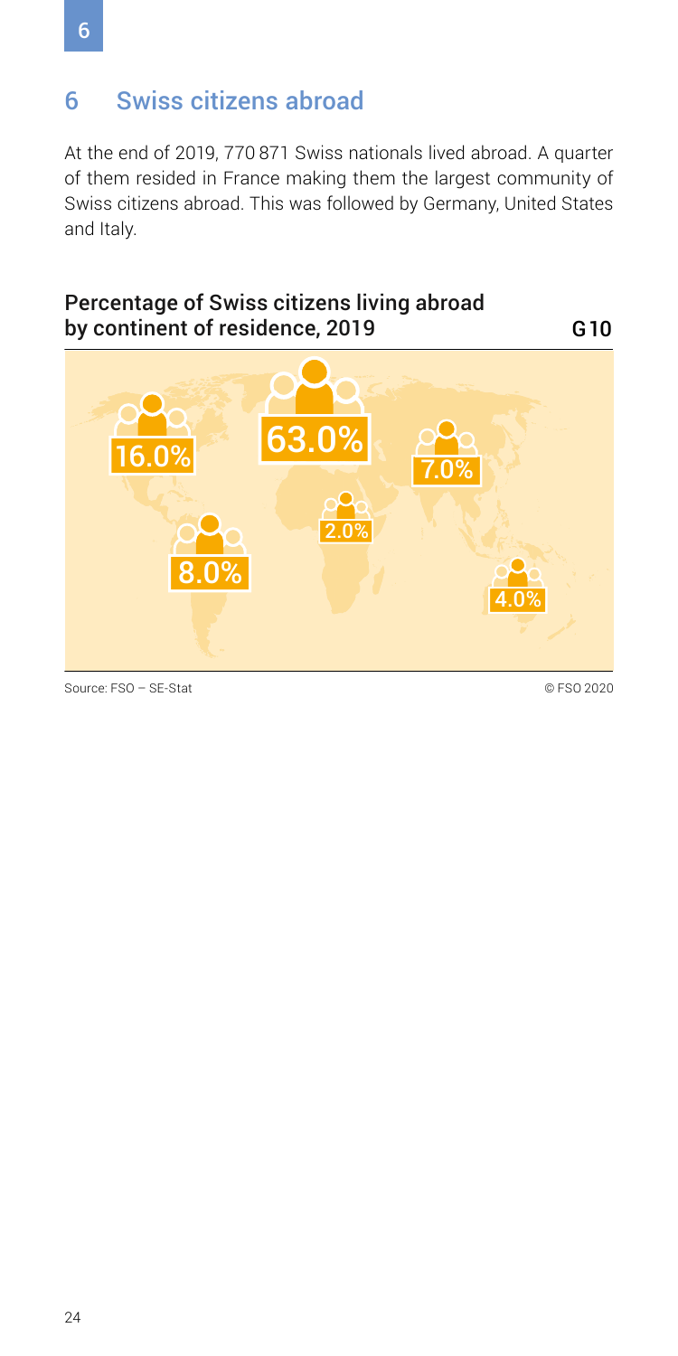## 6 Swiss citizens abroad

At the end of 2019, 770 871 Swiss nationals lived abroad. A quarter of them resided in France making them the largest community of Swiss citizens abroad. This was followed by Germany, United States and Italy.

### Percentage of Swiss citizens living abroad by continent of residence, 2019 G10

16.0%
63.0%
7.0%
2.0%
8.0%
4.0%

Source: FSO – SE-Stat © FSO 2020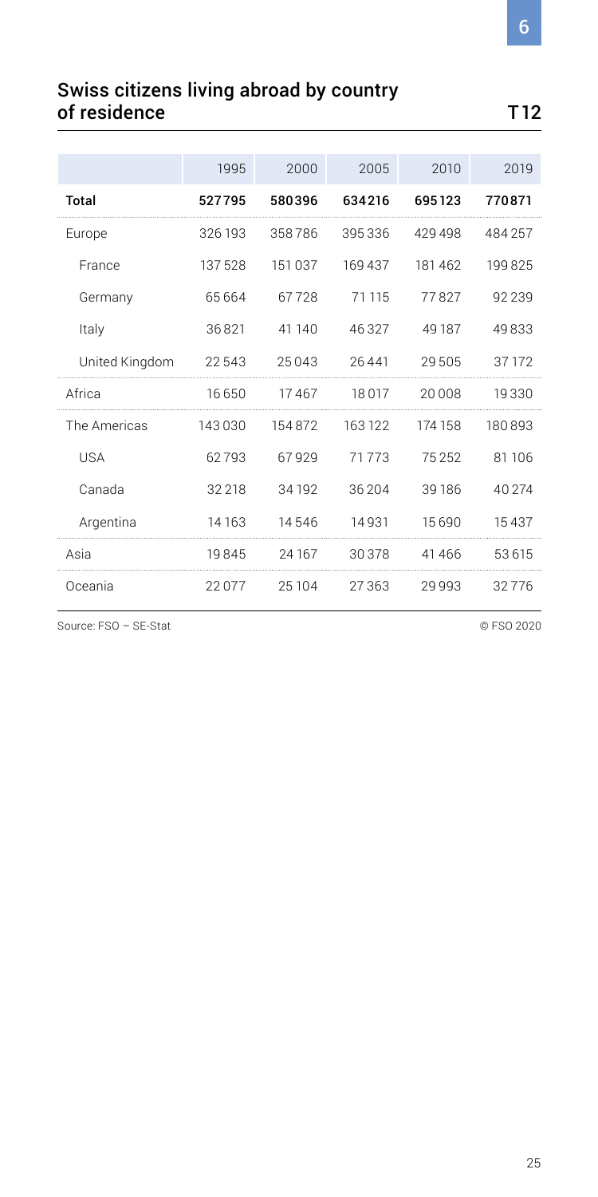## Swiss citizens living abroad by country of residence

T12

| | 1995 | 2000 | 2005 | 2010 | 2019 |
|---|---|---|---|---|---|
| **Total** | **527795** | **580396** | **634216** | **695123** | **770871** |
| Europe | 326 193 | 358786 | 395 336 | 429 498 | 484 257 |
| France | 137 528 | 151 037 | 169 437 | 181 462 | 199 825 |
| Germany | 65 664 | 67 728 | 71 115 | 77 827 | 92 239 |
| Italy | 36 821 | 41 140 | 46 327 | 49 187 | 49 833 |
| United Kingdom | 22 543 | 25 043 | 26 441 | 29 505 | 37 172 |
| Africa | 16 650 | 17 467 | 18 017 | 20 008 | 19 330 |
| The Americas | 143 030 | 154 872 | 163 122 | 174 158 | 180 893 |
| USA | 62 793 | 67 929 | 71 773 | 75 252 | 81 106 |
| Canada | 32 218 | 34 192 | 36 204 | 39 186 | 40 274 |
| Argentina | 14 163 | 14 546 | 14 931 | 15 690 | 15 437 |
| Asia | 19 845 | 24 167 | 30 378 | 41 466 | 53 615 |
| Oceania | 22 077 | 25 104 | 27 363 | 29 993 | 32 776 |

Source: FSO – SE-Stat

© FSO 2020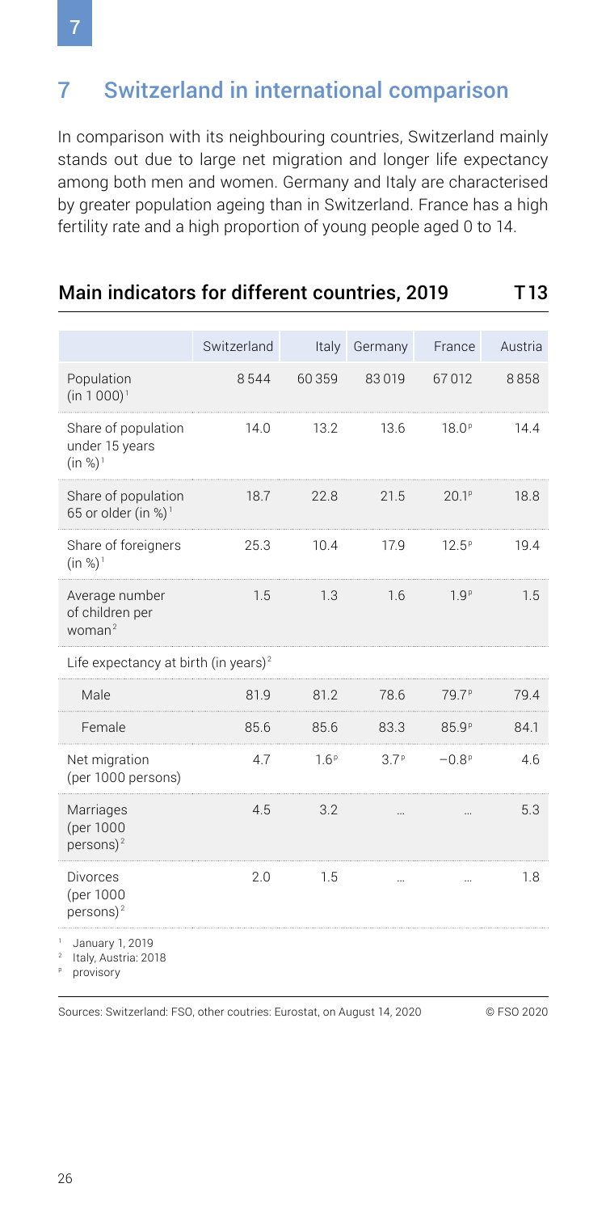# 7 Switzerland in international comparison

In comparison with its neighbouring countries, Switzerland mainly stands out due to large net migration and longer life expectancy among both men and women. Germany and Italy are characterised by greater population ageing than in Switzerland. France has a high fertility rate and a high proportion of young people aged 0 to 14.

## Main indicators for different countries, 2019 — T13

| | Switzerland | Italy | Germany | France | Austria |
|---|---|---|---|---|---|
| Population (in 1 000)[1] | 8 544 | 60 359 | 83 019 | 67 012 | 8 858 |
| Share of population under 15 years (in %)[1] | 14.0 | 13.2 | 13.6 | 18.0[p] | 14.4 |
| Share of population 65 or older (in %)[1] | 18.7 | 22.8 | 21.5 | 20.1[p] | 18.8 |
| Share of foreigners (in %)[1] | 25.3 | 10.4 | 17.9 | 12.5[p] | 19.4 |
| Average number of children per woman[2] | 1.5 | 1.3 | 1.6 | 1.9[p] | 1.5 |
| Life expectancy at birth (in years)[2] | | | | | |
| Male | 81.9 | 81.2 | 78.6 | 79.7[p] | 79.4 |
| Female | 85.6 | 85.6 | 83.3 | 85.9[p] | 84.1 |
| Net migration (per 1000 persons) | 4.7 | 1.6[p] | 3.7[p] | −0.8[p] | 4.6 |
| Marriages (per 1000 persons)[2] | 4.5 | 3.2 | … | … | 5.3 |
| Divorces (per 1000 persons)[2] | 2.0 | 1.5 | … | … | 1.8 |

[1] January 1, 2019
[2] Italy, Austria: 2018
[p] provisory

Sources: Switzerland: FSO, other coutries: Eurostat, on August 14, 2020 © FSO 2020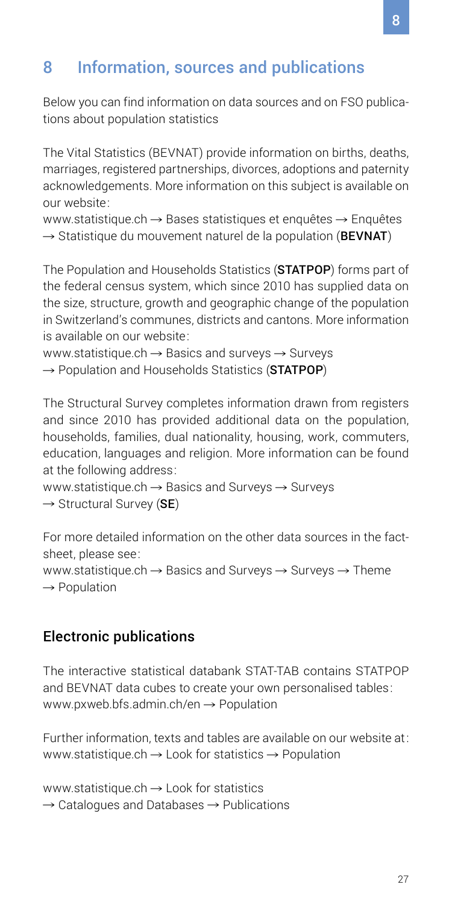## 8 Information, sources and publications

Below you can find information on data sources and on FSO publications about population statistics

The Vital Statistics (BEVNAT) provide information on births, deaths, marriages, registered partnerships, divorces, adoptions and paternity acknowledgements. More information on this subject is available on our website:

www.statistique.ch → Bases statistiques et enquêtes → Enquêtes → Statistique du mouvement naturel de la population (**BEVNAT**)

The Population and Households Statistics (**STATPOP**) forms part of the federal census system, which since 2010 has supplied data on the size, structure, growth and geographic change of the population in Switzerland's communes, districts and cantons. More information is available on our website:

www.statistique.ch → Basics and surveys → Surveys → Population and Households Statistics (**STATPOP**)

The Structural Survey completes information drawn from registers and since 2010 has provided additional data on the population, households, families, dual nationality, housing, work, commuters, education, languages and religion. More information can be found at the following address:

www.statistique.ch → Basics and Surveys → Surveys → Structural Survey (**SE**)

For more detailed information on the other data sources in the factsheet, please see:

www.statistique.ch → Basics and Surveys → Surveys → Theme → Population

### Electronic publications

The interactive statistical databank STAT-TAB contains STATPOP and BEVNAT data cubes to create your own personalised tables: www.pxweb.bfs.admin.ch/en → Population

Further information, texts and tables are available on our website at: www.statistique.ch → Look for statistics → Population

www.statistique.ch → Look for statistics → Catalogues and Databases → Publications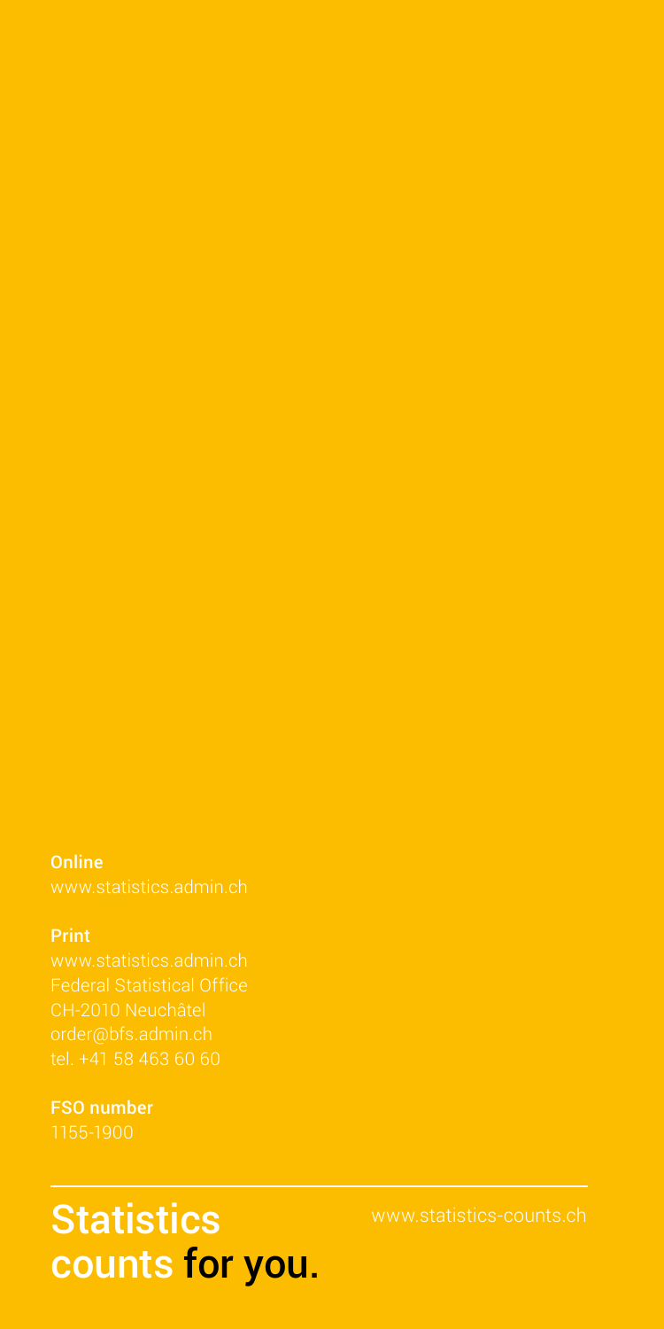**Online**
www.statistics.admin.ch

**Print**
www.statistics.admin.ch
Federal Statistical Office
CH-2010 Neuchâtel
order@bfs.admin.ch
tel. +41 58 463 60 60

**FSO number**
1155-1900

**Statistics counts for you.**

www.statistics-counts.ch